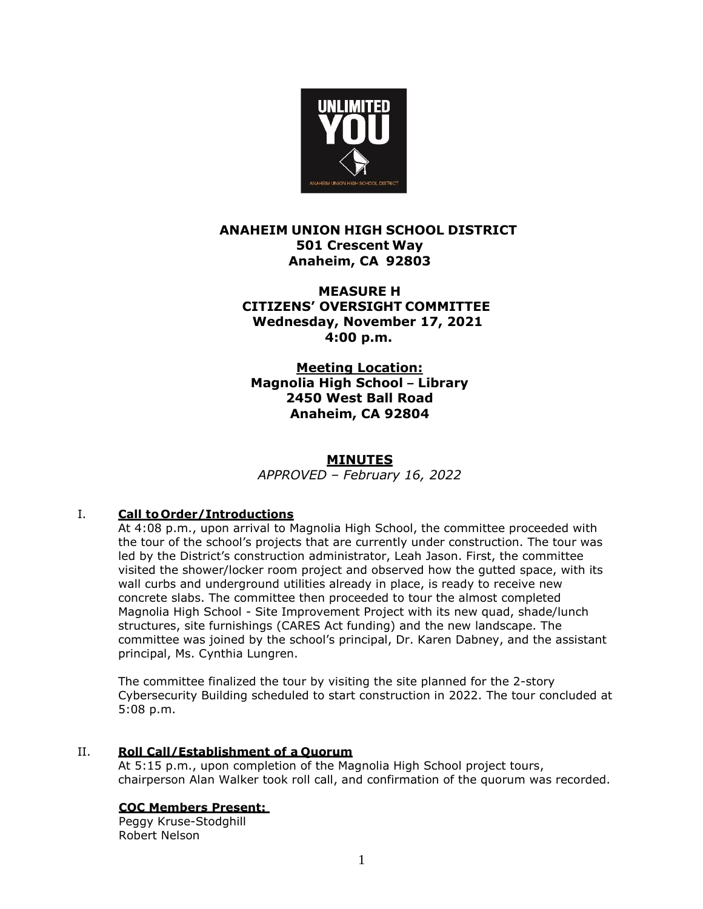# ANAHEIM UNION HIGH SCHOOL DISTRICT
**501 Crescent Way**
**Anaheim, CA 92803**

## MEASURE H
## CITIZENS' OVERSIGHT COMMITTEE
**Wednesday, November 17, 2021**
**4:00 p.m.**

**Meeting Location:**
**Magnolia High School – Library**
**2450 West Ball Road**
**Anaheim, CA 92804**

## MINUTES

*APPROVED – February 16, 2022*

I. **Call to Order/Introductions**

At 4:08 p.m., upon arrival to Magnolia High School, the committee proceeded with the tour of the school's projects that are currently under construction. The tour was led by the District's construction administrator, Leah Jason. First, the committee visited the shower/locker room project and observed how the gutted space, with its wall curbs and underground utilities already in place, is ready to receive new concrete slabs. The committee then proceeded to tour the almost completed Magnolia High School - Site Improvement Project with its new quad, shade/lunch structures, site furnishings (CARES Act funding) and the new landscape. The committee was joined by the school's principal, Dr. Karen Dabney, and the assistant principal, Ms. Cynthia Lungren.

The committee finalized the tour by visiting the site planned for the 2-story Cybersecurity Building scheduled to start construction in 2022. The tour concluded at 5:08 p.m.

II. **Roll Call/Establishment of a Quorum**

At 5:15 p.m., upon completion of the Magnolia High School project tours, chairperson Alan Walker took roll call, and confirmation of the quorum was recorded.

**COC Members Present:**

Peggy Kruse-Stodghill
Robert Nelson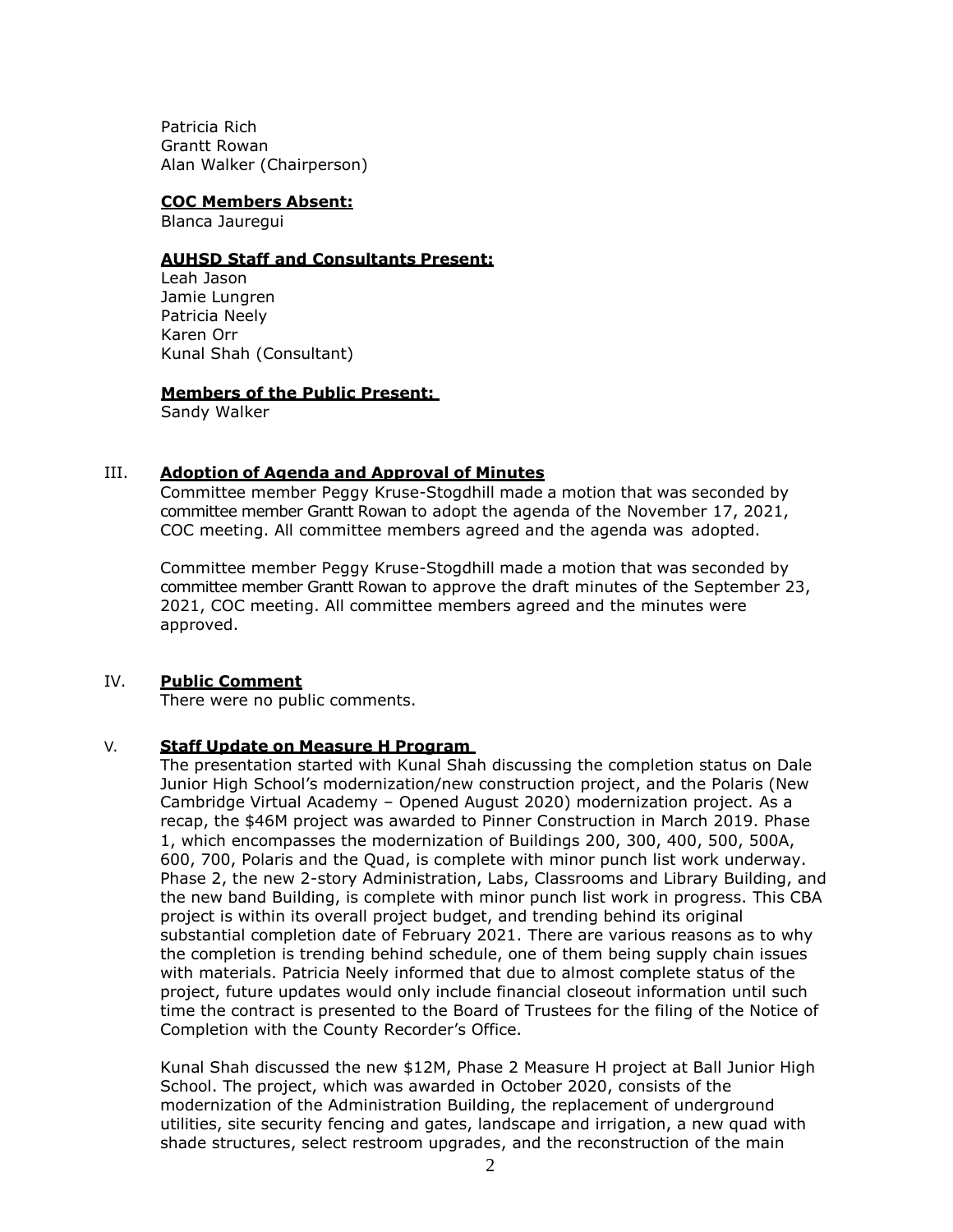Patricia Rich
Grantt Rowan
Alan Walker (Chairperson)

**COC Members Absent:**
Blanca Jauregui

**AUHSD Staff and Consultants Present:**
Leah Jason
Jamie Lungren
Patricia Neely
Karen Orr
Kunal Shah (Consultant)

**Members of the Public Present:**
Sandy Walker

## III. Adoption of Agenda and Approval of Minutes

Committee member Peggy Kruse-Stogdhill made a motion that was seconded by committee member Grantt Rowan to adopt the agenda of the November 17, 2021, COC meeting. All committee members agreed and the agenda was adopted.

Committee member Peggy Kruse-Stogdhill made a motion that was seconded by committee member Grantt Rowan to approve the draft minutes of the September 23, 2021, COC meeting. All committee members agreed and the minutes were approved.

## IV. Public Comment

There were no public comments.

## V. Staff Update on Measure H Program

The presentation started with Kunal Shah discussing the completion status on Dale Junior High School's modernization/new construction project, and the Polaris (New Cambridge Virtual Academy – Opened August 2020) modernization project. As a recap, the $46M project was awarded to Pinner Construction in March 2019. Phase 1, which encompasses the modernization of Buildings 200, 300, 400, 500, 500A, 600, 700, Polaris and the Quad, is complete with minor punch list work underway. Phase 2, the new 2-story Administration, Labs, Classrooms and Library Building, and the new band Building, is complete with minor punch list work in progress. This CBA project is within its overall project budget, and trending behind its original substantial completion date of February 2021. There are various reasons as to why the completion is trending behind schedule, one of them being supply chain issues with materials. Patricia Neely informed that due to almost complete status of the project, future updates would only include financial closeout information until such time the contract is presented to the Board of Trustees for the filing of the Notice of Completion with the County Recorder's Office.

Kunal Shah discussed the new $12M, Phase 2 Measure H project at Ball Junior High School. The project, which was awarded in October 2020, consists of the modernization of the Administration Building, the replacement of underground utilities, site security fencing and gates, landscape and irrigation, a new quad with shade structures, select restroom upgrades, and the reconstruction of the main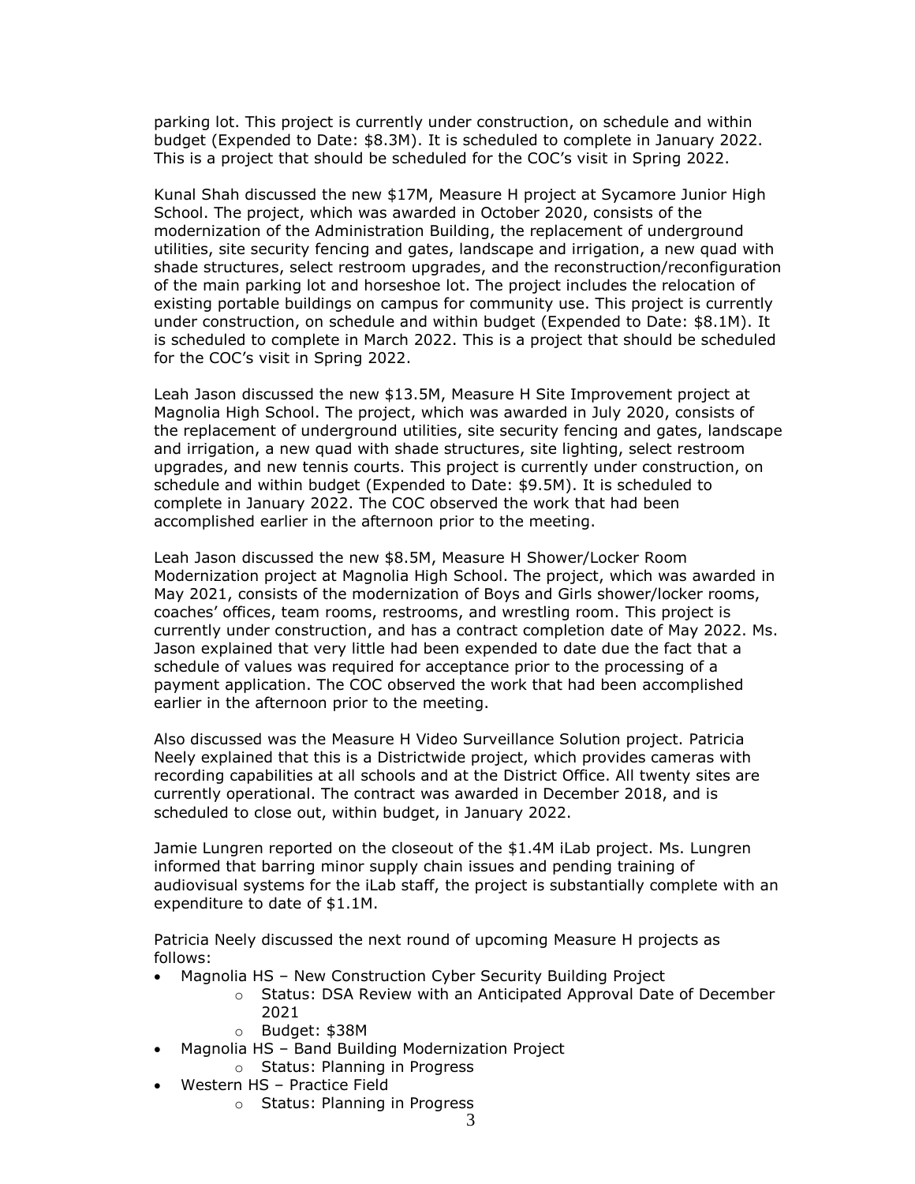parking lot. This project is currently under construction, on schedule and within budget (Expended to Date: $8.3M). It is scheduled to complete in January 2022. This is a project that should be scheduled for the COC's visit in Spring 2022.

Kunal Shah discussed the new $17M, Measure H project at Sycamore Junior High School. The project, which was awarded in October 2020, consists of the modernization of the Administration Building, the replacement of underground utilities, site security fencing and gates, landscape and irrigation, a new quad with shade structures, select restroom upgrades, and the reconstruction/reconfiguration of the main parking lot and horseshoe lot. The project includes the relocation of existing portable buildings on campus for community use. This project is currently under construction, on schedule and within budget (Expended to Date: $8.1M). It is scheduled to complete in March 2022. This is a project that should be scheduled for the COC's visit in Spring 2022.

Leah Jason discussed the new $13.5M, Measure H Site Improvement project at Magnolia High School. The project, which was awarded in July 2020, consists of the replacement of underground utilities, site security fencing and gates, landscape and irrigation, a new quad with shade structures, site lighting, select restroom upgrades, and new tennis courts. This project is currently under construction, on schedule and within budget (Expended to Date: $9.5M). It is scheduled to complete in January 2022. The COC observed the work that had been accomplished earlier in the afternoon prior to the meeting.

Leah Jason discussed the new $8.5M, Measure H Shower/Locker Room Modernization project at Magnolia High School. The project, which was awarded in May 2021, consists of the modernization of Boys and Girls shower/locker rooms, coaches' offices, team rooms, restrooms, and wrestling room. This project is currently under construction, and has a contract completion date of May 2022. Ms. Jason explained that very little had been expended to date due the fact that a schedule of values was required for acceptance prior to the processing of a payment application. The COC observed the work that had been accomplished earlier in the afternoon prior to the meeting.

Also discussed was the Measure H Video Surveillance Solution project. Patricia Neely explained that this is a Districtwide project, which provides cameras with recording capabilities at all schools and at the District Office. All twenty sites are currently operational. The contract was awarded in December 2018, and is scheduled to close out, within budget, in January 2022.

Jamie Lungren reported on the closeout of the $1.4M iLab project. Ms. Lungren informed that barring minor supply chain issues and pending training of audiovisual systems for the iLab staff, the project is substantially complete with an expenditure to date of $1.1M.

Patricia Neely discussed the next round of upcoming Measure H projects as follows:

- Magnolia HS – New Construction Cyber Security Building Project
  - Status: DSA Review with an Anticipated Approval Date of December 2021
  - Budget: $38M
- Magnolia HS – Band Building Modernization Project
  - Status: Planning in Progress
- Western HS – Practice Field
  - Status: Planning in Progress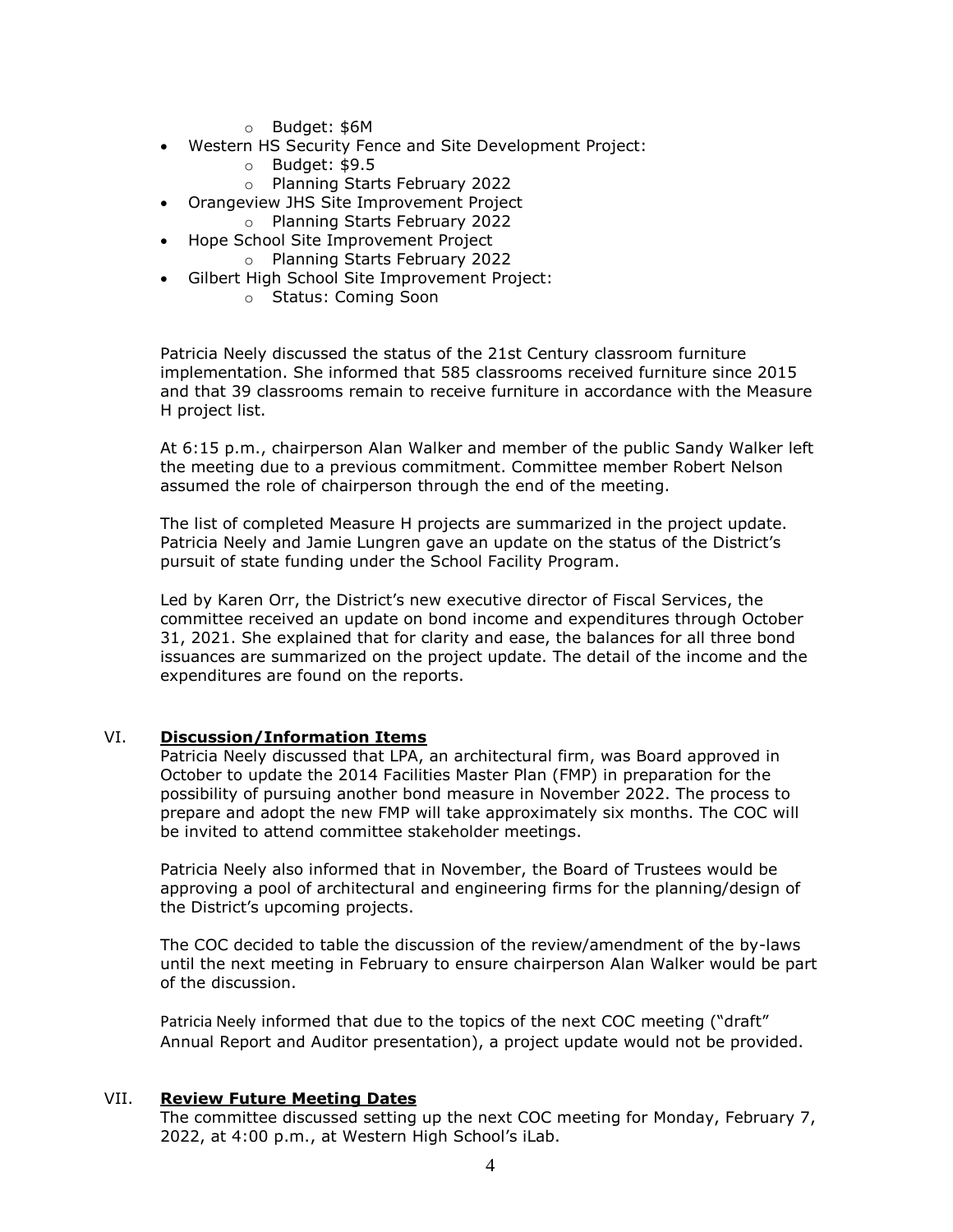- Budget: $6M
- Western HS Security Fence and Site Development Project:
    - Budget: $9.5
    - Planning Starts February 2022
- Orangeview JHS Site Improvement Project
    - Planning Starts February 2022
- Hope School Site Improvement Project
    - Planning Starts February 2022
- Gilbert High School Site Improvement Project:
    - Status: Coming Soon

Patricia Neely discussed the status of the 21st Century classroom furniture implementation. She informed that 585 classrooms received furniture since 2015 and that 39 classrooms remain to receive furniture in accordance with the Measure H project list.

At 6:15 p.m., chairperson Alan Walker and member of the public Sandy Walker left the meeting due to a previous commitment. Committee member Robert Nelson assumed the role of chairperson through the end of the meeting.

The list of completed Measure H projects are summarized in the project update. Patricia Neely and Jamie Lungren gave an update on the status of the District's pursuit of state funding under the School Facility Program.

Led by Karen Orr, the District's new executive director of Fiscal Services, the committee received an update on bond income and expenditures through October 31, 2021. She explained that for clarity and ease, the balances for all three bond issuances are summarized on the project update. The detail of the income and the expenditures are found on the reports.

## VI. **Discussion/Information Items**

Patricia Neely discussed that LPA, an architectural firm, was Board approved in October to update the 2014 Facilities Master Plan (FMP) in preparation for the possibility of pursuing another bond measure in November 2022. The process to prepare and adopt the new FMP will take approximately six months. The COC will be invited to attend committee stakeholder meetings.

Patricia Neely also informed that in November, the Board of Trustees would be approving a pool of architectural and engineering firms for the planning/design of the District's upcoming projects.

The COC decided to table the discussion of the review/amendment of the by-laws until the next meeting in February to ensure chairperson Alan Walker would be part of the discussion.

Patricia Neely informed that due to the topics of the next COC meeting ("draft" Annual Report and Auditor presentation), a project update would not be provided.

## VII. **Review Future Meeting Dates**

The committee discussed setting up the next COC meeting for Monday, February 7, 2022, at 4:00 p.m., at Western High School's iLab.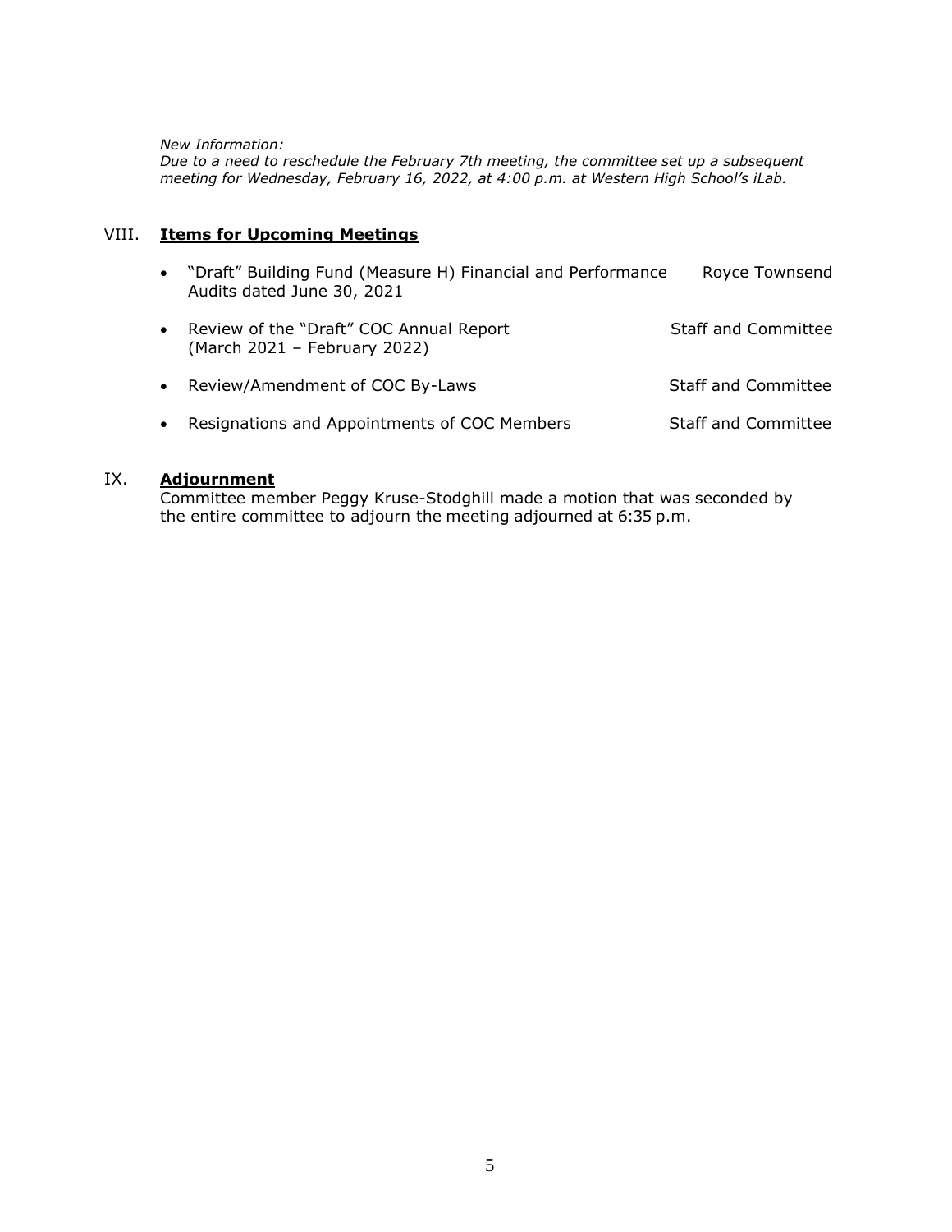*New Information:*
*Due to a need to reschedule the February 7th meeting, the committee set up a subsequent meeting for Wednesday, February 16, 2022, at 4:00 p.m. at Western High School's iLab.*

## VIII. **Items for Upcoming Meetings**

- "Draft" Building Fund (Measure H) Financial and Performance Audits dated June 30, 2021 — Royce Townsend
- Review of the "Draft" COC Annual Report (March 2021 – February 2022) — Staff and Committee
- Review/Amendment of COC By-Laws — Staff and Committee
- Resignations and Appointments of COC Members — Staff and Committee

## IX. **Adjournment**

Committee member Peggy Kruse-Stodghill made a motion that was seconded by the entire committee to adjourn the meeting adjourned at 6:35 p.m.